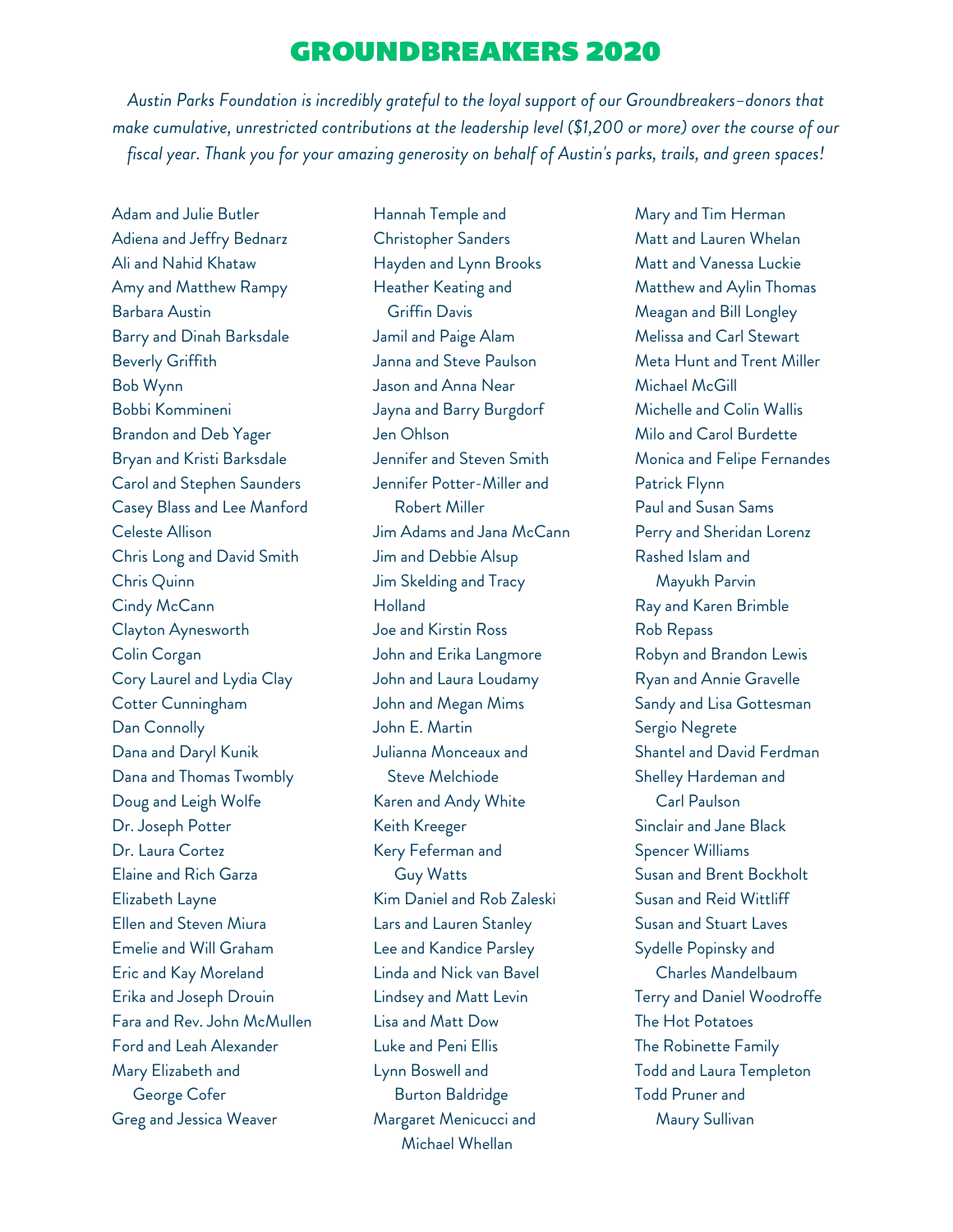# GROUNDBREAKERS 2020

*Austin Parks Foundation is incredibly grateful to the loyal support of our Groundbreakers–donors that make cumulative, unrestricted contributions at the leadership level ($1,200 or more) over the course of our fiscal year. Thank you for your amazing generosity on behalf of Austin's parks, trails, and green spaces!*

Adam and Julie Butler
Adiena and Jeffry Bednarz
Ali and Nahid Khataw
Amy and Matthew Rampy
Barbara Austin
Barry and Dinah Barksdale
Beverly Griffith
Bob Wynn
Bobbi Kommineni
Brandon and Deb Yager
Bryan and Kristi Barksdale
Carol and Stephen Saunders
Casey Blass and Lee Manford
Celeste Allison
Chris Long and David Smith
Chris Quinn
Cindy McCann
Clayton Aynesworth
Colin Corgan
Cory Laurel and Lydia Clay
Cotter Cunningham
Dan Connolly
Dana and Daryl Kunik
Dana and Thomas Twombly
Doug and Leigh Wolfe
Dr. Joseph Potter
Dr. Laura Cortez
Elaine and Rich Garza
Elizabeth Layne
Ellen and Steven Miura
Emelie and Will Graham
Eric and Kay Moreland
Erika and Joseph Drouin
Fara and Rev. John McMullen
Ford and Leah Alexander
Mary Elizabeth and George Cofer
Greg and Jessica Weaver
Hannah Temple and Christopher Sanders
Hayden and Lynn Brooks
Heather Keating and Griffin Davis
Jamil and Paige Alam
Janna and Steve Paulson
Jason and Anna Near
Jayna and Barry Burgdorf
Jen Ohlson
Jennifer and Steven Smith
Jennifer Potter-Miller and Robert Miller
Jim Adams and Jana McCann
Jim and Debbie Alsup
Jim Skelding and Tracy Holland
Joe and Kirstin Ross
John and Erika Langmore
John and Laura Loudamy
John and Megan Mims
John E. Martin
Julianna Monceaux and Steve Melchiode
Karen and Andy White
Keith Kreeger
Kery Feferman and Guy Watts
Kim Daniel and Rob Zaleski
Lars and Lauren Stanley
Lee and Kandice Parsley
Linda and Nick van Bavel
Lindsey and Matt Levin
Lisa and Matt Dow
Luke and Peni Ellis
Lynn Boswell and Burton Baldridge
Margaret Menicucci and Michael Whellan
Mary and Tim Herman
Matt and Lauren Whelan
Matt and Vanessa Luckie
Matthew and Aylin Thomas
Meagan and Bill Longley
Melissa and Carl Stewart
Meta Hunt and Trent Miller
Michael McGill
Michelle and Colin Wallis
Milo and Carol Burdette
Monica and Felipe Fernandes
Patrick Flynn
Paul and Susan Sams
Perry and Sheridan Lorenz
Rashed Islam and Mayukh Parvin
Ray and Karen Brimble
Rob Repass
Robyn and Brandon Lewis
Ryan and Annie Gravelle
Sandy and Lisa Gottesman
Sergio Negrete
Shantel and David Ferdman
Shelley Hardeman and Carl Paulson
Sinclair and Jane Black
Spencer Williams
Susan and Brent Bockholt
Susan and Reid Wittliff
Susan and Stuart Laves
Sydelle Popinsky and Charles Mandelbaum
Terry and Daniel Woodroffe
The Hot Potatoes
The Robinette Family
Todd and Laura Templeton
Todd Pruner and Maury Sullivan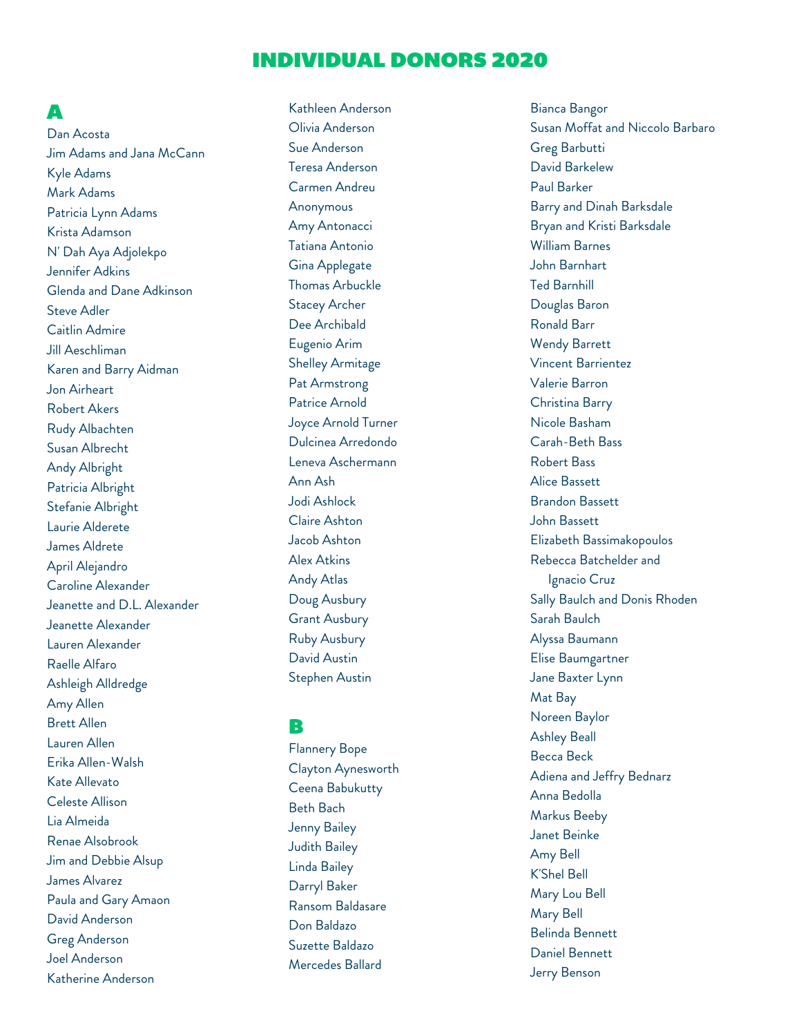# INDIVIDUAL DONORS 2020

## A

Dan Acosta
Jim Adams and Jana McCann
Kyle Adams
Mark Adams
Patricia Lynn Adams
Krista Adamson
N' Dah Aya Adjolekpo
Jennifer Adkins
Glenda and Dane Adkinson
Steve Adler
Caitlin Admire
Jill Aeschliman
Karen and Barry Aidman
Jon Airheart
Robert Akers
Rudy Albachten
Susan Albrecht
Andy Albright
Patricia Albright
Stefanie Albright
Laurie Alderete
James Aldrete
April Alejandro
Caroline Alexander
Jeanette and D.L. Alexander
Jeanette Alexander
Lauren Alexander
Raelle Alfaro
Ashleigh Alldredge
Amy Allen
Brett Allen
Lauren Allen
Erika Allen-Walsh
Kate Allevato
Celeste Allison
Lia Almeida
Renae Alsobrook
Jim and Debbie Alsup
James Alvarez
Paula and Gary Amaon
David Anderson
Greg Anderson
Joel Anderson
Katherine Anderson
Kathleen Anderson
Olivia Anderson
Sue Anderson
Teresa Anderson
Carmen Andreu
Anonymous
Amy Antonacci
Tatiana Antonio
Gina Applegate
Thomas Arbuckle
Stacey Archer
Dee Archibald
Eugenio Arim
Shelley Armitage
Pat Armstrong
Patrice Arnold
Joyce Arnold Turner
Dulcinea Arredondo
Leneva Aschermann
Ann Ash
Jodi Ashlock
Claire Ashton
Jacob Ashton
Alex Atkins
Andy Atlas
Doug Ausbury
Grant Ausbury
Ruby Ausbury
David Austin
Stephen Austin

## B

Flannery Bope
Clayton Aynesworth
Ceena Babukutty
Beth Bach
Jenny Bailey
Judith Bailey
Linda Bailey
Darryl Baker
Ransom Baldasare
Don Baldazo
Suzette Baldazo
Mercedes Ballard
Bianca Bangor
Susan Moffat and Niccolo Barbaro
Greg Barbutti
David Barkelew
Paul Barker
Barry and Dinah Barksdale
Bryan and Kristi Barksdale
William Barnes
John Barnhart
Ted Barnhill
Douglas Baron
Ronald Barr
Wendy Barrett
Vincent Barrientez
Valerie Barron
Christina Barry
Nicole Basham
Carah-Beth Bass
Robert Bass
Alice Bassett
Brandon Bassett
John Bassett
Elizabeth Bassimakopoulos
Rebecca Batchelder and Ignacio Cruz
Sally Baulch and Donis Rhoden
Sarah Baulch
Alyssa Baumann
Elise Baumgartner
Jane Baxter Lynn
Mat Bay
Noreen Baylor
Ashley Beall
Becca Beck
Adiena and Jeffry Bednarz
Anna Bedolla
Markus Beeby
Janet Beinke
Amy Bell
K'Shel Bell
Mary Lou Bell
Mary Bell
Belinda Bennett
Daniel Bennett
Jerry Benson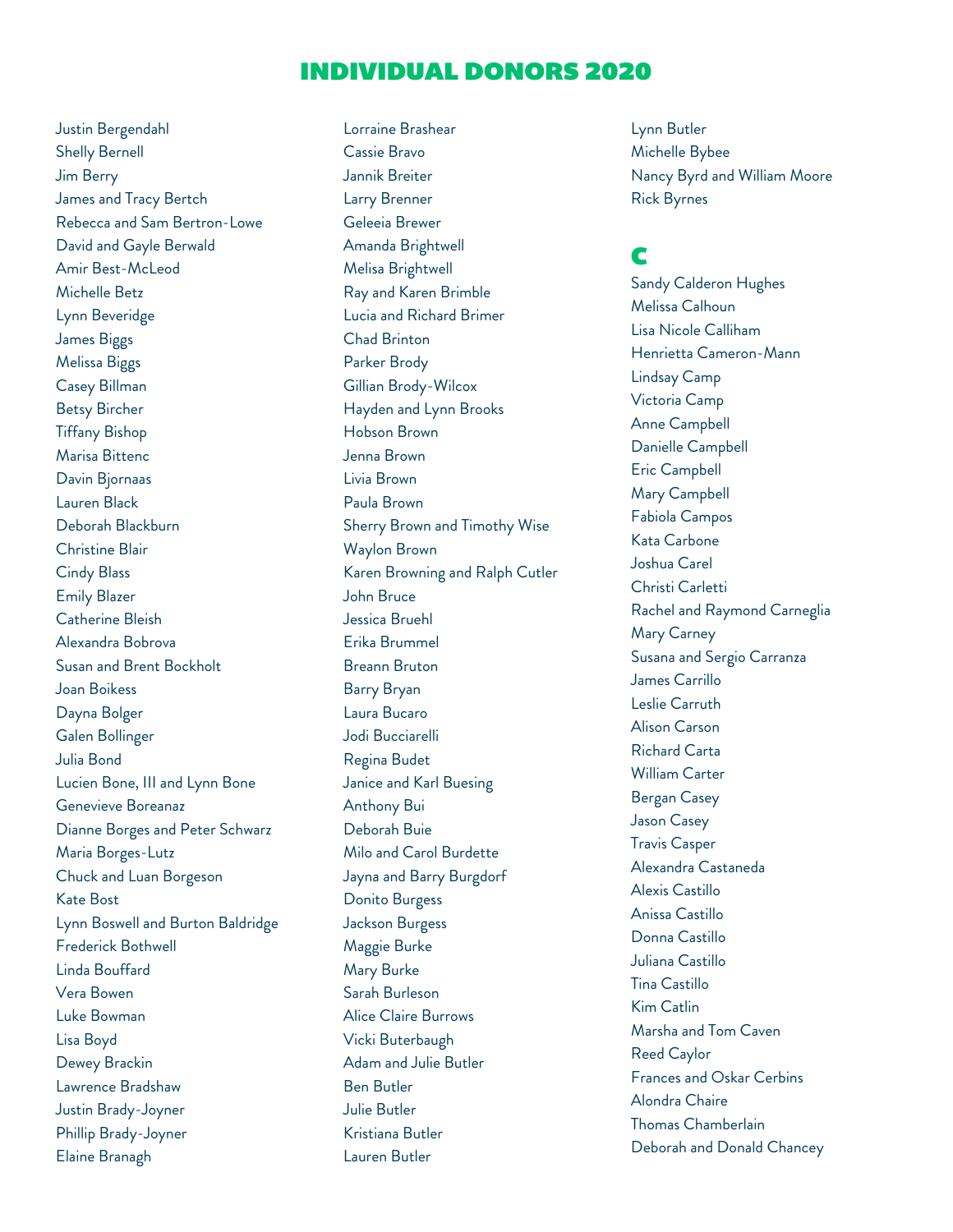# INDIVIDUAL DONORS 2020

Justin Bergendahl
Shelly Bernell
Jim Berry
James and Tracy Bertch
Rebecca and Sam Bertron-Lowe
David and Gayle Berwald
Amir Best-McLeod
Michelle Betz
Lynn Beveridge
James Biggs
Melissa Biggs
Casey Billman
Betsy Bircher
Tiffany Bishop
Marisa Bittenc
Davin Bjornaas
Lauren Black
Deborah Blackburn
Christine Blair
Cindy Blass
Emily Blazer
Catherine Bleish
Alexandra Bobrova
Susan and Brent Bockholt
Joan Boikess
Dayna Bolger
Galen Bollinger
Julia Bond
Lucien Bone, III and Lynn Bone
Genevieve Boreanaz
Dianne Borges and Peter Schwarz
Maria Borges-Lutz
Chuck and Luan Borgeson
Kate Bost
Lynn Boswell and Burton Baldridge
Frederick Bothwell
Linda Bouffard
Vera Bowen
Luke Bowman
Lisa Boyd
Dewey Brackin
Lawrence Bradshaw
Justin Brady-Joyner
Phillip Brady-Joyner
Elaine Branagh
Lorraine Brashear
Cassie Bravo
Jannik Breiter
Larry Brenner
Geleeia Brewer
Amanda Brightwell
Melisa Brightwell
Ray and Karen Brimble
Lucia and Richard Brimer
Chad Brinton
Parker Brody
Gillian Brody-Wilcox
Hayden and Lynn Brooks
Hobson Brown
Jenna Brown
Livia Brown
Paula Brown
Sherry Brown and Timothy Wise
Waylon Brown
Karen Browning and Ralph Cutler
John Bruce
Jessica Bruehl
Erika Brummel
Breann Bruton
Barry Bryan
Laura Bucaro
Jodi Bucciarelli
Regina Budet
Janice and Karl Buesing
Anthony Bui
Deborah Buie
Milo and Carol Burdette
Jayna and Barry Burgdorf
Donito Burgess
Jackson Burgess
Maggie Burke
Mary Burke
Sarah Burleson
Alice Claire Burrows
Vicki Buterbaugh
Adam and Julie Butler
Ben Butler
Julie Butler
Kristiana Butler
Lauren Butler
Lynn Butler
Michelle Bybee
Nancy Byrd and William Moore
Rick Byrnes

## C

Sandy Calderon Hughes
Melissa Calhoun
Lisa Nicole Calliham
Henrietta Cameron-Mann
Lindsay Camp
Victoria Camp
Anne Campbell
Danielle Campbell
Eric Campbell
Mary Campbell
Fabiola Campos
Kata Carbone
Joshua Carel
Christi Carletti
Rachel and Raymond Carneglia
Mary Carney
Susana and Sergio Carranza
James Carrillo
Leslie Carruth
Alison Carson
Richard Carta
William Carter
Bergan Casey
Jason Casey
Travis Casper
Alexandra Castaneda
Alexis Castillo
Anissa Castillo
Donna Castillo
Juliana Castillo
Tina Castillo
Kim Catlin
Marsha and Tom Caven
Reed Caylor
Frances and Oskar Cerbins
Alondra Chaire
Thomas Chamberlain
Deborah and Donald Chancey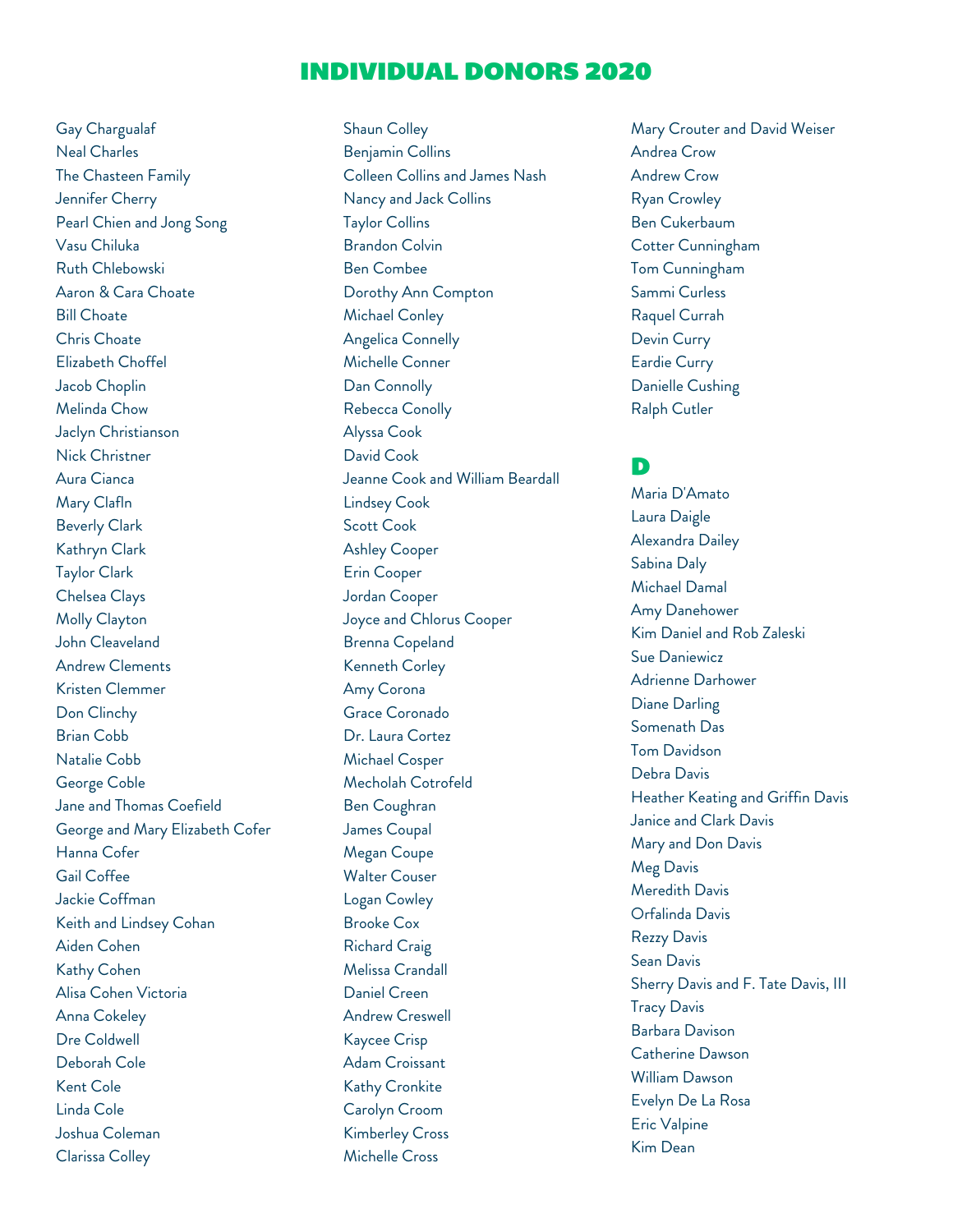# INDIVIDUAL DONORS 2020

Gay Chargualaf
Neal Charles
The Chasteen Family
Jennifer Cherry
Pearl Chien and Jong Song
Vasu Chiluka
Ruth Chlebowski
Aaron & Cara Choate
Bill Choate
Chris Choate
Elizabeth Choffel
Jacob Choplin
Melinda Chow
Jaclyn Christianson
Nick Christner
Aura Cianca
Mary Claflin
Beverly Clark
Kathryn Clark
Taylor Clark
Chelsea Clays
Molly Clayton
John Cleaveland
Andrew Clements
Kristen Clemmer
Don Clinchy
Brian Cobb
Natalie Cobb
George Coble
Jane and Thomas Coefield
George and Mary Elizabeth Cofer
Hanna Cofer
Gail Coffee
Jackie Coffman
Keith and Lindsey Cohan
Aiden Cohen
Kathy Cohen
Alisa Cohen Victoria
Anna Cokeley
Dre Coldwell
Deborah Cole
Kent Cole
Linda Cole
Joshua Coleman
Clarissa Colley
Shaun Colley
Benjamin Collins
Colleen Collins and James Nash
Nancy and Jack Collins
Taylor Collins
Brandon Colvin
Ben Combee
Dorothy Ann Compton
Michael Conley
Angelica Connelly
Michelle Conner
Dan Connolly
Rebecca Conolly
Alyssa Cook
David Cook
Jeanne Cook and William Beardall
Lindsey Cook
Scott Cook
Ashley Cooper
Erin Cooper
Jordan Cooper
Joyce and Chlorus Cooper
Brenna Copeland
Kenneth Corley
Amy Corona
Grace Coronado
Dr. Laura Cortez
Michael Cosper
Mecholah Cotrofeld
Ben Coughran
James Coupal
Megan Coupe
Walter Couser
Logan Cowley
Brooke Cox
Richard Craig
Melissa Crandall
Daniel Creen
Andrew Creswell
Kaycee Crisp
Adam Croissant
Kathy Cronkite
Carolyn Croom
Kimberley Cross
Michelle Cross
Mary Crouter and David Weiser
Andrea Crow
Andrew Crow
Ryan Crowley
Ben Cukerbaum
Cotter Cunningham
Tom Cunningham
Sammi Curless
Raquel Currah
Devin Curry
Eardie Curry
Danielle Cushing
Ralph Cutler

## D

Maria D'Amato
Laura Daigle
Alexandra Dailey
Sabina Daly
Michael Damal
Amy Danehower
Kim Daniel and Rob Zaleski
Sue Daniewicz
Adrienne Darhower
Diane Darling
Somenath Das
Tom Davidson
Debra Davis
Heather Keating and Griffin Davis
Janice and Clark Davis
Mary and Don Davis
Meg Davis
Meredith Davis
Orfalinda Davis
Rezzy Davis
Sean Davis
Sherry Davis and F. Tate Davis, III
Tracy Davis
Barbara Davison
Catherine Dawson
William Dawson
Evelyn De La Rosa
Eric Valpine
Kim Dean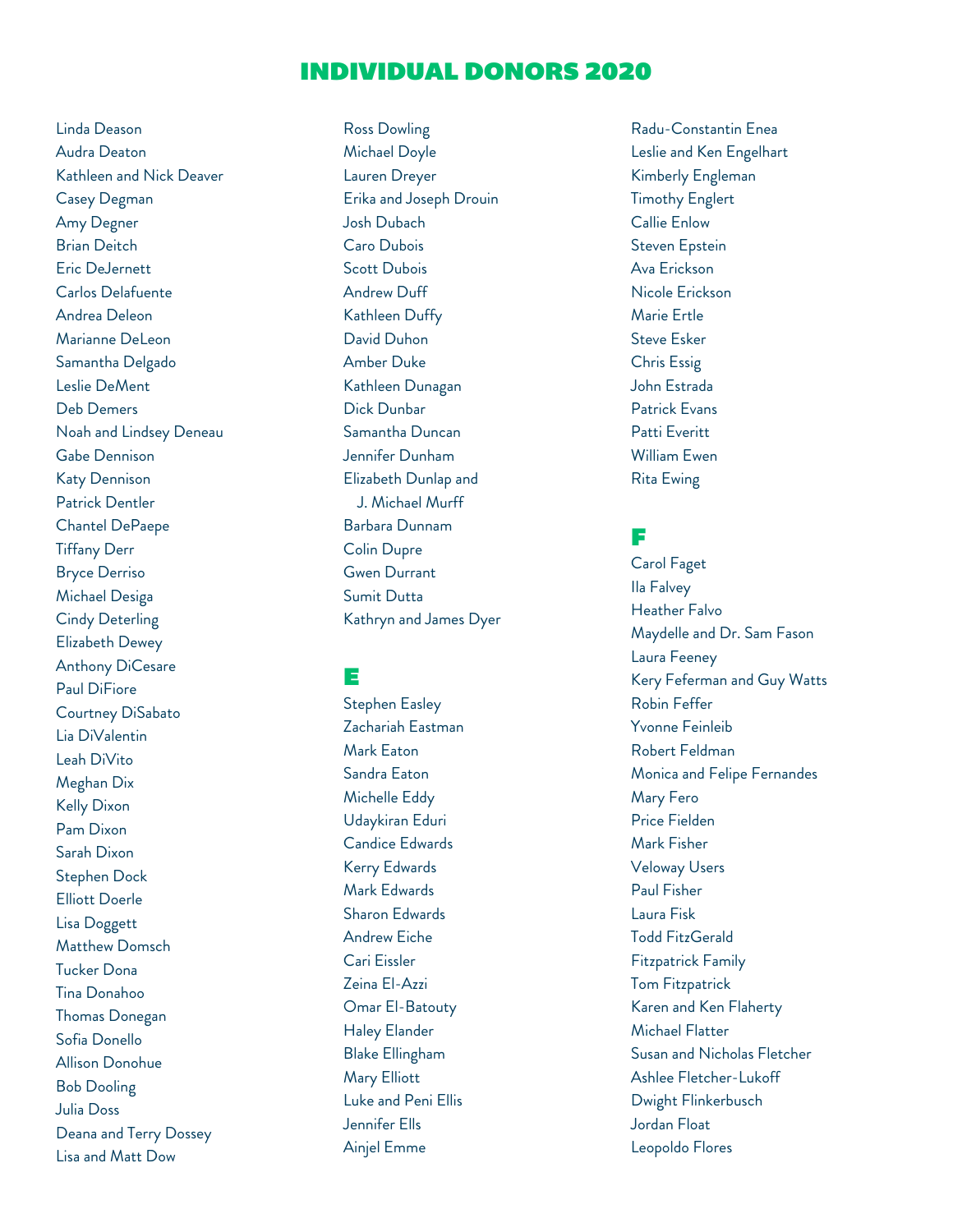# INDIVIDUAL DONORS 2020

Linda Deason
Audra Deaton
Kathleen and Nick Deaver
Casey Degman
Amy Degner
Brian Deitch
Eric DeJernett
Carlos Delafuente
Andrea Deleon
Marianne DeLeon
Samantha Delgado
Leslie DeMent
Deb Demers
Noah and Lindsey Deneau
Gabe Dennison
Katy Dennison
Patrick Dentler
Chantel DePaepe
Tiffany Derr
Bryce Derriso
Michael Desiga
Cindy Deterling
Elizabeth Dewey
Anthony DiCesare
Paul DiFiore
Courtney DiSabato
Lia DiValentin
Leah DiVito
Meghan Dix
Kelly Dixon
Pam Dixon
Sarah Dixon
Stephen Dock
Elliott Doerle
Lisa Doggett
Matthew Domsch
Tucker Dona
Tina Donahoo
Thomas Donegan
Sofia Donello
Allison Donohue
Bob Dooling
Julia Doss
Deana and Terry Dossey
Lisa and Matt Dow
Ross Dowling
Michael Doyle
Lauren Dreyer
Erika and Joseph Drouin
Josh Dubach
Caro Dubois
Scott Dubois
Andrew Duff
Kathleen Duffy
David Duhon
Amber Duke
Kathleen Dunagan
Dick Dunbar
Samantha Duncan
Jennifer Dunham
Elizabeth Dunlap and J. Michael Murff
Barbara Dunnam
Colin Dupre
Gwen Durrant
Sumit Dutta
Kathryn and James Dyer

## E

Stephen Easley
Zachariah Eastman
Mark Eaton
Sandra Eaton
Michelle Eddy
Udaykiran Eduri
Candice Edwards
Kerry Edwards
Mark Edwards
Sharon Edwards
Andrew Eiche
Cari Eissler
Zeina El-Azzi
Omar El-Batouty
Haley Elander
Blake Ellingham
Mary Elliott
Luke and Peni Ellis
Jennifer Ells
Ainjel Emme
Radu-Constantin Enea
Leslie and Ken Engelhart
Kimberly Engleman
Timothy Englert
Callie Enlow
Steven Epstein
Ava Erickson
Nicole Erickson
Marie Ertle
Steve Esker
Chris Essig
John Estrada
Patrick Evans
Patti Everitt
William Ewen
Rita Ewing

## F

Carol Faget
Ila Falvey
Heather Falvo
Maydelle and Dr. Sam Fason
Laura Feeney
Kery Feferman and Guy Watts
Robin Feffer
Yvonne Feinleib
Robert Feldman
Monica and Felipe Fernandes
Mary Fero
Price Fielden
Mark Fisher
Veloway Users
Paul Fisher
Laura Fisk
Todd FitzGerald
Fitzpatrick Family
Tom Fitzpatrick
Karen and Ken Flaherty
Michael Flatter
Susan and Nicholas Fletcher
Ashlee Fletcher-Lukoff
Dwight Flinkerbusch
Jordan Float
Leopoldo Flores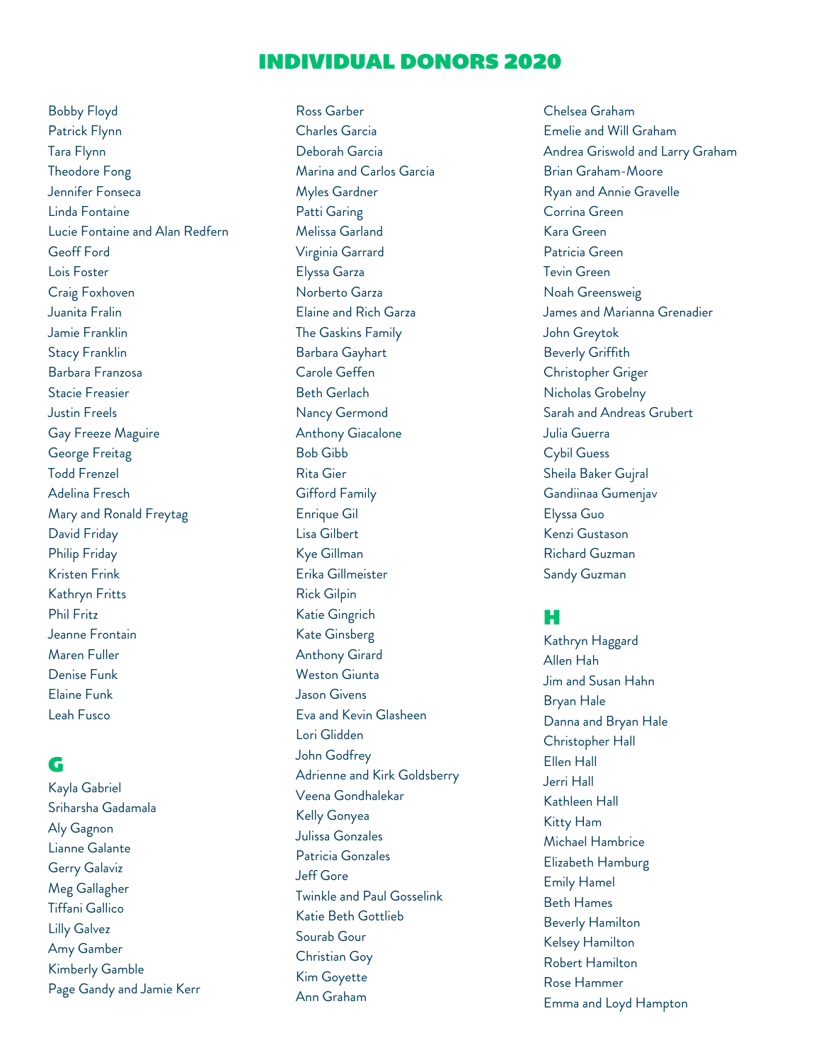# INDIVIDUAL DONORS 2020

Bobby Floyd
Patrick Flynn
Tara Flynn
Theodore Fong
Jennifer Fonseca
Linda Fontaine
Lucie Fontaine and Alan Redfern
Geoff Ford
Lois Foster
Craig Foxhoven
Juanita Fralin
Jamie Franklin
Stacy Franklin
Barbara Franzosa
Stacie Freasier
Justin Freels
Gay Freeze Maguire
George Freitag
Todd Frenzel
Adelina Fresch
Mary and Ronald Freytag
David Friday
Philip Friday
Kristen Frink
Kathryn Fritts
Phil Fritz
Jeanne Frontain
Maren Fuller
Denise Funk
Elaine Funk
Leah Fusco

## G

Kayla Gabriel
Sriharsha Gadamala
Aly Gagnon
Lianne Galante
Gerry Galaviz
Meg Gallagher
Tiffani Gallico
Lilly Galvez
Amy Gamber
Kimberly Gamble
Page Gandy and Jamie Kerr
Ross Garber
Charles Garcia
Deborah Garcia
Marina and Carlos Garcia
Myles Gardner
Patti Garing
Melissa Garland
Virginia Garrard
Elyssa Garza
Norberto Garza
Elaine and Rich Garza
The Gaskins Family
Barbara Gayhart
Carole Geffen
Beth Gerlach
Nancy Germond
Anthony Giacalone
Bob Gibb
Rita Gier
Gifford Family
Enrique Gil
Lisa Gilbert
Kye Gillman
Erika Gillmeister
Rick Gilpin
Katie Gingrich
Kate Ginsberg
Anthony Girard
Weston Giunta
Jason Givens
Eva and Kevin Glasheen
Lori Glidden
John Godfrey
Adrienne and Kirk Goldsberry
Veena Gondhalekar
Kelly Gonyea
Julissa Gonzales
Patricia Gonzales
Jeff Gore
Twinkle and Paul Gosselink
Katie Beth Gottlieb
Sourab Gour
Christian Goy
Kim Goyette
Ann Graham
Chelsea Graham
Emelie and Will Graham
Andrea Griswold and Larry Graham
Brian Graham-Moore
Ryan and Annie Gravelle
Corrina Green
Kara Green
Patricia Green
Tevin Green
Noah Greensweig
James and Marianna Grenadier
John Greytok
Beverly Griffith
Christopher Griger
Nicholas Grobelny
Sarah and Andreas Grubert
Julia Guerra
Cybil Guess
Sheila Baker Gujral
Gandiinaa Gumenjav
Elyssa Guo
Kenzi Gustason
Richard Guzman
Sandy Guzman

## H

Kathryn Haggard
Allen Hah
Jim and Susan Hahn
Bryan Hale
Danna and Bryan Hale
Christopher Hall
Ellen Hall
Jerri Hall
Kathleen Hall
Kitty Ham
Michael Hambrice
Elizabeth Hamburg
Emily Hamel
Beth Hames
Beverly Hamilton
Kelsey Hamilton
Robert Hamilton
Rose Hammer
Emma and Loyd Hampton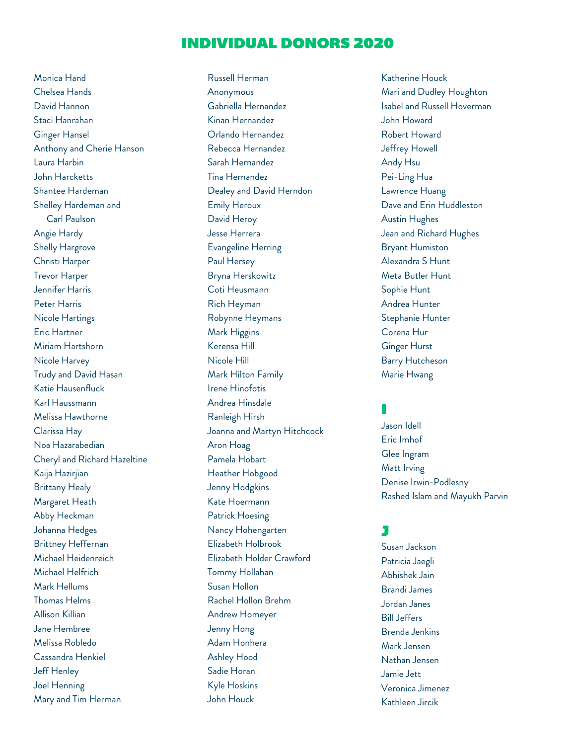# INDIVIDUAL DONORS 2020

Monica Hand
Chelsea Hands
David Hannon
Staci Hanrahan
Ginger Hansel
Anthony and Cherie Hanson
Laura Harbin
John Harcketts
Shantee Hardeman
Shelley Hardeman and Carl Paulson
Angie Hardy
Shelly Hargrove
Christi Harper
Trevor Harper
Jennifer Harris
Peter Harris
Nicole Hartings
Eric Hartner
Miriam Hartshorn
Nicole Harvey
Trudy and David Hasan
Katie Hausenfluck
Karl Haussmann
Melissa Hawthorne
Clarissa Hay
Noa Hazarabedian
Cheryl and Richard Hazeltine
Kaija Hazirjian
Brittany Healy
Margaret Heath
Abby Heckman
Johanna Hedges
Brittney Heffernan
Michael Heidenreich
Michael Helfrich
Mark Hellums
Thomas Helms
Allison Killian
Jane Hembree
Melissa Robledo
Cassandra Henkiel
Jeff Henley
Joel Henning
Mary and Tim Herman
Russell Herman
Anonymous
Gabriella Hernandez
Kinan Hernandez
Orlando Hernandez
Rebecca Hernandez
Sarah Hernandez
Tina Hernandez
Dealey and David Herndon
Emily Heroux
David Heroy
Jesse Herrera
Evangeline Herring
Paul Hersey
Bryna Herskowitz
Coti Heusmann
Rich Heyman
Robynne Heymans
Mark Higgins
Kerensa Hill
Nicole Hill
Mark Hilton Family
Irene Hinofotis
Andrea Hinsdale
Ranleigh Hirsh
Joanna and Martyn Hitchcock
Aron Hoag
Pamela Hobart
Heather Hobgood
Jenny Hodgkins
Kate Hoermann
Patrick Hoesing
Nancy Hohengarten
Elizabeth Holbrook
Elizabeth Holder Crawford
Tommy Hollahan
Susan Hollon
Rachel Hollon Brehm
Andrew Homeyer
Jenny Hong
Adam Honhera
Ashley Hood
Sadie Horan
Kyle Hoskins
John Houck
Katherine Houck
Mari and Dudley Houghton
Isabel and Russell Hoverman
John Howard
Robert Howard
Jeffrey Howell
Andy Hsu
Pei-Ling Hua
Lawrence Huang
Dave and Erin Huddleston
Austin Hughes
Jean and Richard Hughes
Bryant Humiston
Alexandra S Hunt
Meta Butler Hunt
Sophie Hunt
Andrea Hunter
Stephanie Hunter
Corena Hur
Ginger Hurst
Barry Hutcheson
Marie Hwang

## I

Jason Idell
Eric Imhof
Glee Ingram
Matt Irving
Denise Irwin-Podlesny
Rashed Islam and Mayukh Parvin

## J

Susan Jackson
Patricia Jaegli
Abhishek Jain
Brandi James
Jordan Janes
Bill Jeffers
Brenda Jenkins
Mark Jensen
Nathan Jensen
Jamie Jett
Veronica Jimenez
Kathleen Jircik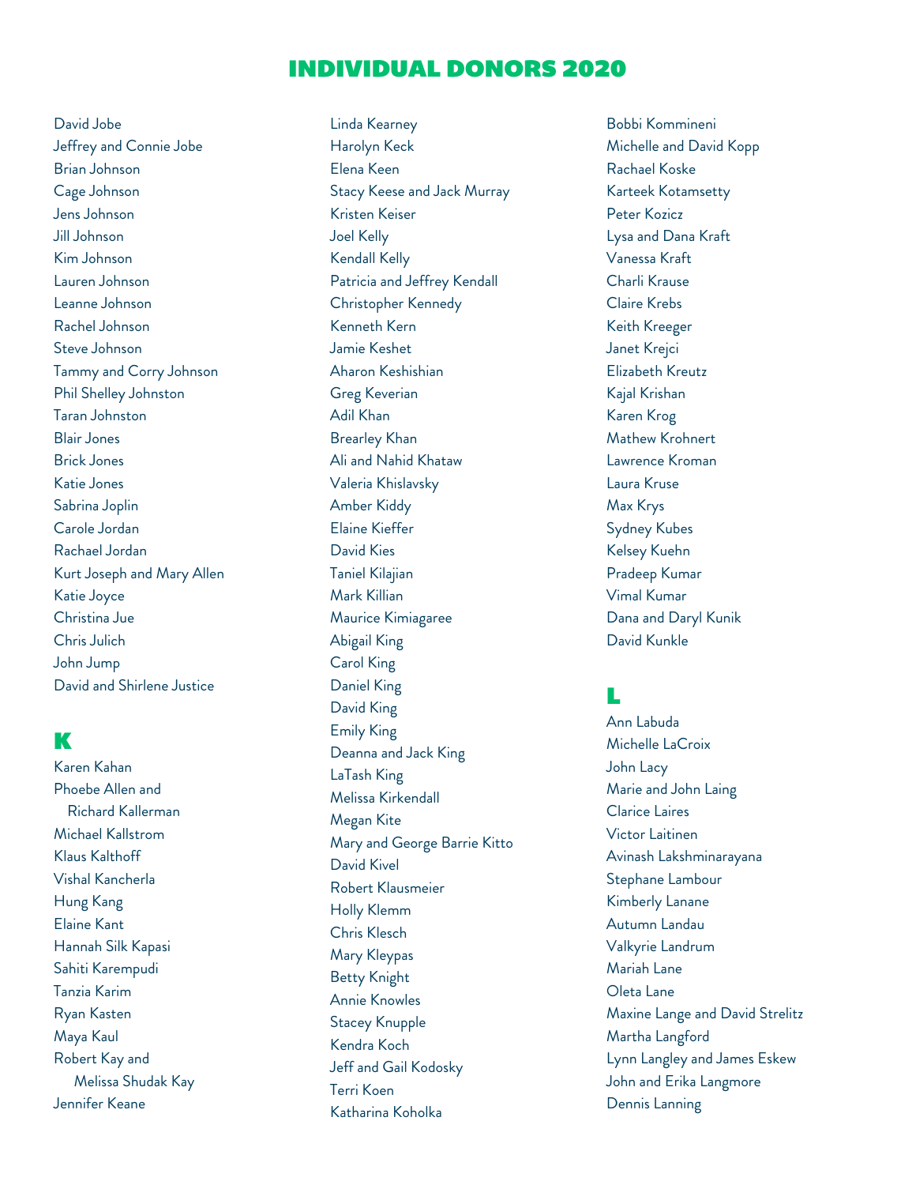# INDIVIDUAL DONORS 2020

David Jobe
Jeffrey and Connie Jobe
Brian Johnson
Cage Johnson
Jens Johnson
Jill Johnson
Kim Johnson
Lauren Johnson
Leanne Johnson
Rachel Johnson
Steve Johnson
Tammy and Corry Johnson
Phil Shelley Johnston
Taran Johnston
Blair Jones
Brick Jones
Katie Jones
Sabrina Joplin
Carole Jordan
Rachael Jordan
Kurt Joseph and Mary Allen
Katie Joyce
Christina Jue
Chris Julich
John Jump
David and Shirlene Justice

## K

Karen Kahan
Phoebe Allen and Richard Kallerman
Michael Kallstrom
Klaus Kalthoff
Vishal Kancherla
Hung Kang
Elaine Kant
Hannah Silk Kapasi
Sahiti Karempudi
Tanzia Karim
Ryan Kasten
Maya Kaul
Robert Kay and Melissa Shudak Kay
Jennifer Keane
Linda Kearney
Harolyn Keck
Elena Keen
Stacy Keese and Jack Murray
Kristen Keiser
Joel Kelly
Kendall Kelly
Patricia and Jeffrey Kendall
Christopher Kennedy
Kenneth Kern
Jamie Keshet
Aharon Keshishian
Greg Keverian
Adil Khan
Brearley Khan
Ali and Nahid Khataw
Valeria Khislavsky
Amber Kiddy
Elaine Kieffer
David Kies
Taniel Kilajian
Mark Killian
Maurice Kimiagaree
Abigail King
Carol King
Daniel King
David King
Emily King
Deanna and Jack King
LaTash King
Melissa Kirkendall
Megan Kite
Mary and George Barrie Kitto
David Kivel
Robert Klausmeier
Holly Klemm
Chris Klesch
Mary Kleypas
Betty Knight
Annie Knowles
Stacey Knupple
Kendra Koch
Jeff and Gail Kodosky
Terri Koen
Katharina Koholka
Bobbi Kommineni
Michelle and David Kopp
Rachael Koske
Karteek Kotamsetty
Peter Kozicz
Lysa and Dana Kraft
Vanessa Kraft
Charli Krause
Claire Krebs
Keith Kreeger
Janet Krejci
Elizabeth Kreutz
Kajal Krishan
Karen Krog
Mathew Krohnert
Lawrence Kroman
Laura Kruse
Max Krys
Sydney Kubes
Kelsey Kuehn
Pradeep Kumar
Vimal Kumar
Dana and Daryl Kunik
David Kunkle

## L

Ann Labuda
Michelle LaCroix
John Lacy
Marie and John Laing
Clarice Laires
Victor Laitinen
Avinash Lakshminarayana
Stephane Lambour
Kimberly Lanane
Autumn Landau
Valkyrie Landrum
Mariah Lane
Oleta Lane
Maxine Lange and David Strelitz
Martha Langford
Lynn Langley and James Eskew
John and Erika Langmore
Dennis Lanning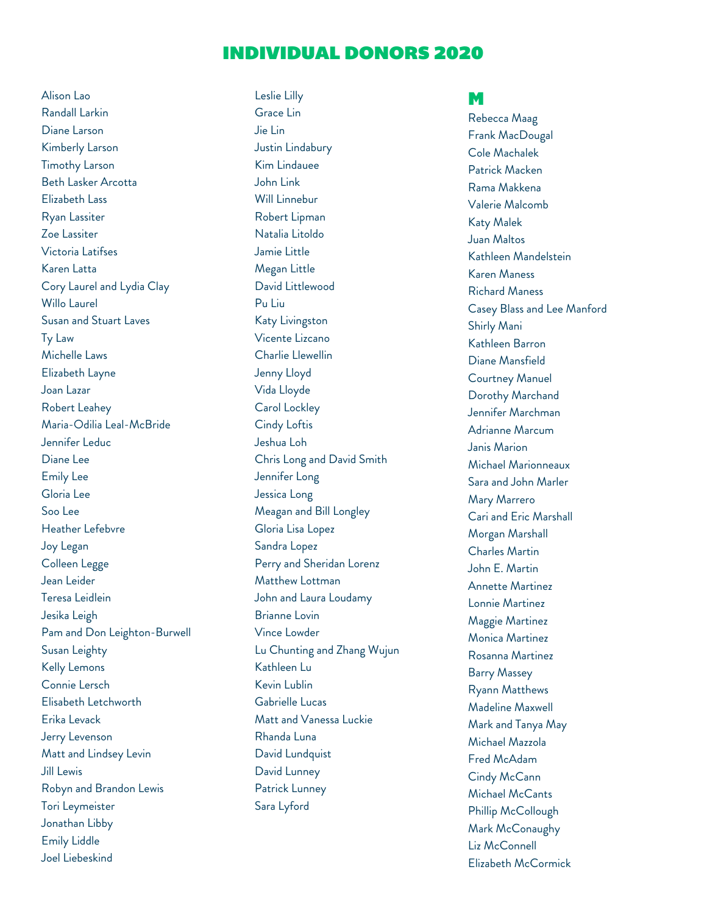# INDIVIDUAL DONORS 2020

Alison Lao
Randall Larkin
Diane Larson
Kimberly Larson
Timothy Larson
Beth Lasker Arcotta
Elizabeth Lass
Ryan Lassiter
Zoe Lassiter
Victoria Latifses
Karen Latta
Cory Laurel and Lydia Clay
Willo Laurel
Susan and Stuart Laves
Ty Law
Michelle Laws
Elizabeth Layne
Joan Lazar
Robert Leahey
Maria-Odilia Leal-McBride
Jennifer Leduc
Diane Lee
Emily Lee
Gloria Lee
Soo Lee
Heather Lefebvre
Joy Legan
Colleen Legge
Jean Leider
Teresa Leidlein
Jesika Leigh
Pam and Don Leighton-Burwell
Susan Leighty
Kelly Lemons
Connie Lersch
Elisabeth Letchworth
Erika Levack
Jerry Levenson
Matt and Lindsey Levin
Jill Lewis
Robyn and Brandon Lewis
Tori Leymeister
Jonathan Libby
Emily Liddle
Joel Liebeskind

Leslie Lilly
Grace Lin
Jie Lin
Justin Lindabury
Kim Lindauee
John Link
Will Linnebur
Robert Lipman
Natalia Litoldo
Jamie Little
Megan Little
David Littlewood
Pu Liu
Katy Livingston
Vicente Lizcano
Charlie Llewellin
Jenny Lloyd
Vida Lloyde
Carol Lockley
Cindy Loftis
Jeshua Loh
Chris Long and David Smith
Jennifer Long
Jessica Long
Meagan and Bill Longley
Gloria Lisa Lopez
Sandra Lopez
Perry and Sheridan Lorenz
Matthew Lottman
John and Laura Loudamy
Brianne Lovin
Vince Lowder
Lu Chunting and Zhang Wujun
Kathleen Lu
Kevin Lublin
Gabrielle Lucas
Matt and Vanessa Luckie
Rhanda Luna
David Lundquist
David Lunney
Patrick Lunney
Sara Lyford

## M

Rebecca Maag
Frank MacDougal
Cole Machalek
Patrick Macken
Rama Makkena
Valerie Malcomb
Katy Malek
Juan Maltos
Kathleen Mandelstein
Karen Maness
Richard Maness
Casey Blass and Lee Manford
Shirly Mani
Kathleen Barron
Diane Mansfield
Courtney Manuel
Dorothy Marchand
Jennifer Marchman
Adrianne Marcum
Janis Marion
Michael Marionneaux
Sara and John Marler
Mary Marrero
Cari and Eric Marshall
Morgan Marshall
Charles Martin
John E. Martin
Annette Martinez
Lonnie Martinez
Maggie Martinez
Monica Martinez
Rosanna Martinez
Barry Massey
Ryann Matthews
Madeline Maxwell
Mark and Tanya May
Michael Mazzola
Fred McAdam
Cindy McCann
Michael McCants
Phillip McCollough
Mark McConaughy
Liz McConnell
Elizabeth McCormick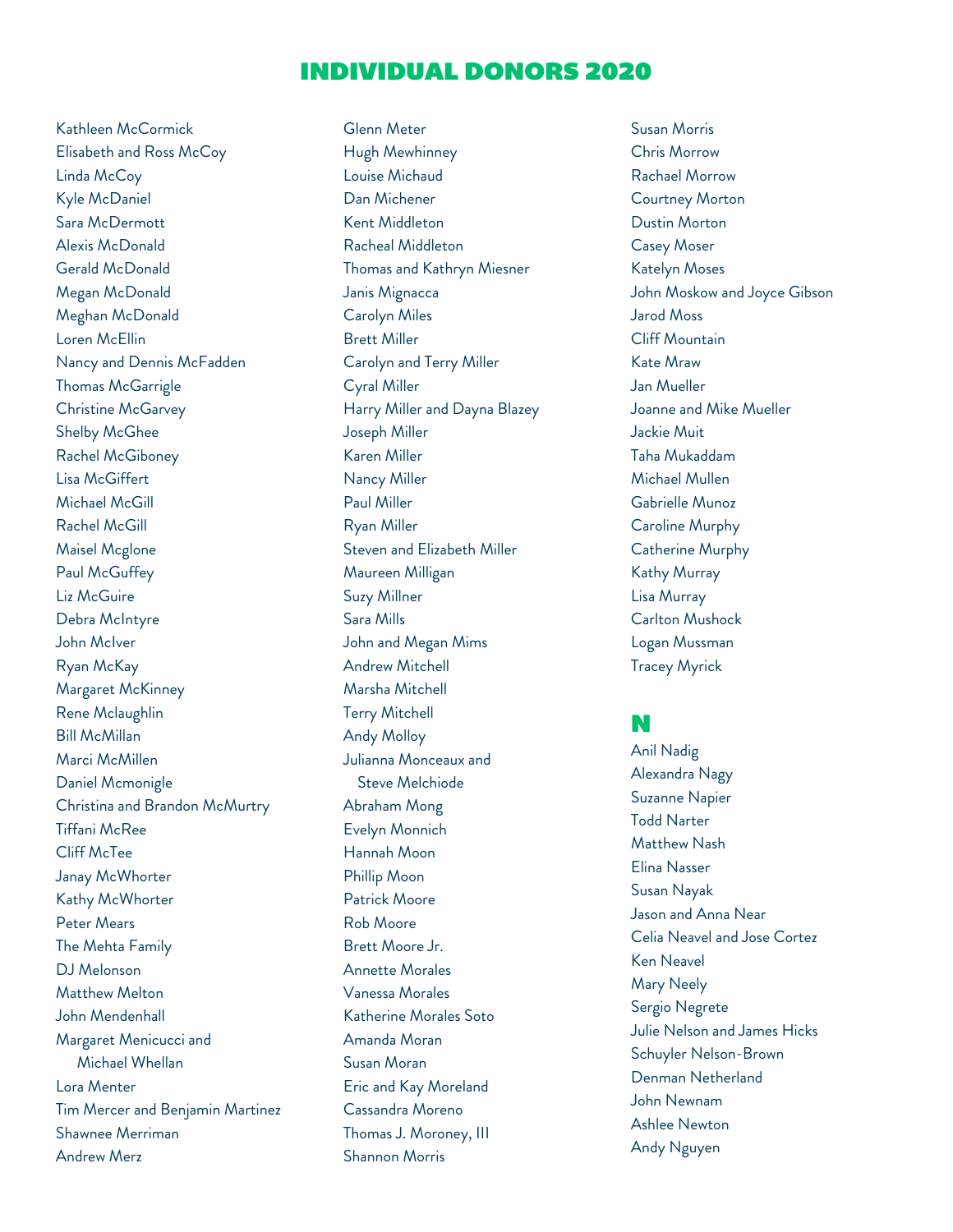# INDIVIDUAL DONORS 2020

Kathleen McCormick
Elisabeth and Ross McCoy
Linda McCoy
Kyle McDaniel
Sara McDermott
Alexis McDonald
Gerald McDonald
Megan McDonald
Meghan McDonald
Loren McEllin
Nancy and Dennis McFadden
Thomas McGarrigle
Christine McGarvey
Shelby McGhee
Rachel McGiboney
Lisa McGiffert
Michael McGill
Rachel McGill
Maisel Mcglone
Paul McGuffey
Liz McGuire
Debra McIntyre
John McIver
Ryan McKay
Margaret McKinney
Rene Mclaughlin
Bill McMillan
Marci McMillen
Daniel Mcmonigle
Christina and Brandon McMurtry
Tiffani McRee
Cliff McTee
Janay McWhorter
Kathy McWhorter
Peter Mears
The Mehta Family
DJ Melonson
Matthew Melton
John Mendenhall
Margaret Menicucci and Michael Whellan
Lora Menter
Tim Mercer and Benjamin Martinez
Shawnee Merriman
Andrew Merz
Glenn Meter
Hugh Mewhinney
Louise Michaud
Dan Michener
Kent Middleton
Racheal Middleton
Thomas and Kathryn Miesner
Janis Mignacca
Carolyn Miles
Brett Miller
Carolyn and Terry Miller
Cyral Miller
Harry Miller and Dayna Blazey
Joseph Miller
Karen Miller
Nancy Miller
Paul Miller
Ryan Miller
Steven and Elizabeth Miller
Maureen Milligan
Suzy Millner
Sara Mills
John and Megan Mims
Andrew Mitchell
Marsha Mitchell
Terry Mitchell
Andy Molloy
Julianna Monceaux and Steve Melchiode
Abraham Mong
Evelyn Monnich
Hannah Moon
Phillip Moon
Patrick Moore
Rob Moore
Brett Moore Jr.
Annette Morales
Vanessa Morales
Katherine Morales Soto
Amanda Moran
Susan Moran
Eric and Kay Moreland
Cassandra Moreno
Thomas J. Moroney, III
Shannon Morris
Susan Morris
Chris Morrow
Rachael Morrow
Courtney Morton
Dustin Morton
Casey Moser
Katelyn Moses
John Moskow and Joyce Gibson
Jarod Moss
Cliff Mountain
Kate Mraw
Jan Mueller
Joanne and Mike Mueller
Jackie Muit
Taha Mukaddam
Michael Mullen
Gabrielle Munoz
Caroline Murphy
Catherine Murphy
Kathy Murray
Lisa Murray
Carlton Mushock
Logan Mussman
Tracey Myrick

## N

Anil Nadig
Alexandra Nagy
Suzanne Napier
Todd Narter
Matthew Nash
Elina Nasser
Susan Nayak
Jason and Anna Near
Celia Neavel and Jose Cortez
Ken Neavel
Mary Neely
Sergio Negrete
Julie Nelson and James Hicks
Schuyler Nelson-Brown
Denman Netherland
John Newnam
Ashlee Newton
Andy Nguyen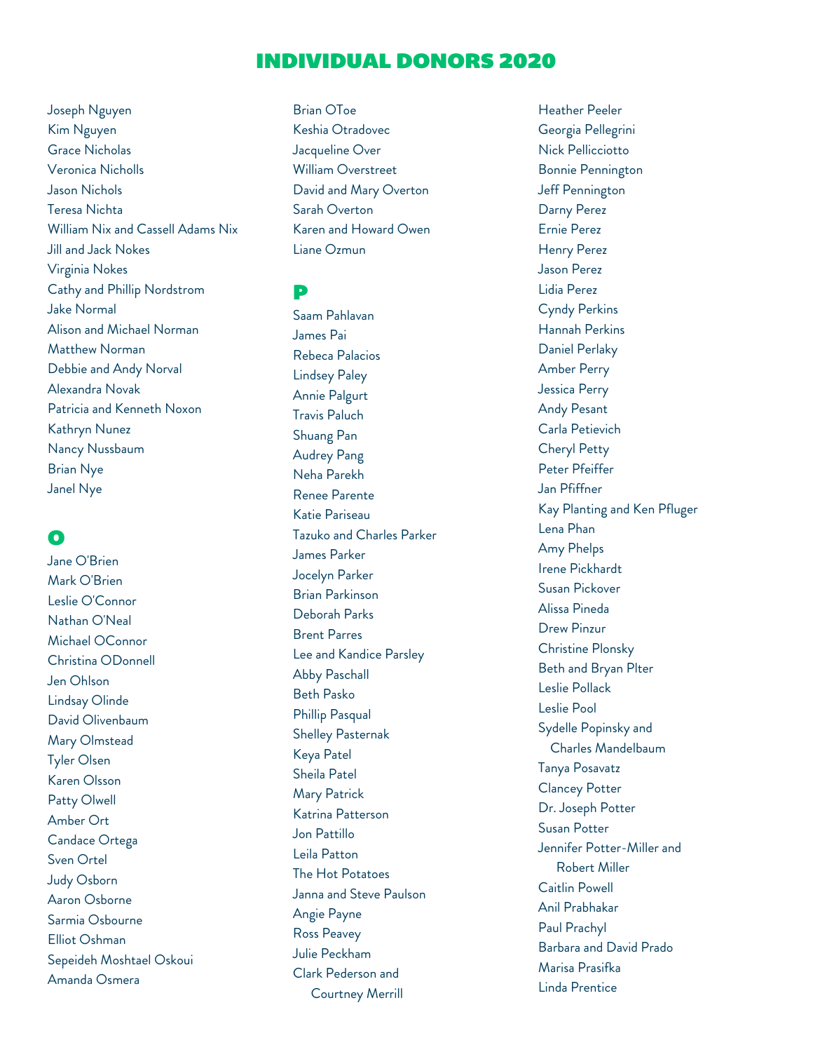# INDIVIDUAL DONORS 2020

Joseph Nguyen
Kim Nguyen
Grace Nicholas
Veronica Nicholls
Jason Nichols
Teresa Nichta
William Nix and Cassell Adams Nix
Jill and Jack Nokes
Virginia Nokes
Cathy and Phillip Nordstrom
Jake Normal
Alison and Michael Norman
Matthew Norman
Debbie and Andy Norval
Alexandra Novak
Patricia and Kenneth Noxon
Kathryn Nunez
Nancy Nussbaum
Brian Nye
Janel Nye

## O

Jane O'Brien
Mark O'Brien
Leslie O'Connor
Nathan O'Neal
Michael OConnor
Christina ODonnell
Jen Ohlson
Lindsay Olinde
David Olivenbaum
Mary Olmstead
Tyler Olsen
Karen Olsson
Patty Olwell
Amber Ort
Candace Ortega
Sven Ortel
Judy Osborn
Aaron Osborne
Sarmia Osbourne
Elliot Oshman
Sepeideh Moshtael Oskoui
Amanda Osmera
Brian OToe
Keshia Otradovec
Jacqueline Over
William Overstreet
David and Mary Overton
Sarah Overton
Karen and Howard Owen
Liane Ozmun

## P

Saam Pahlavan
James Pai
Rebeca Palacios
Lindsey Paley
Annie Palgurt
Travis Paluch
Shuang Pan
Audrey Pang
Neha Parekh
Renee Parente
Katie Pariseau
Tazuko and Charles Parker
James Parker
Jocelyn Parker
Brian Parkinson
Deborah Parks
Brent Parres
Lee and Kandice Parsley
Abby Paschall
Beth Pasko
Phillip Pasqual
Shelley Pasternak
Keya Patel
Sheila Patel
Mary Patrick
Katrina Patterson
Jon Pattillo
Leila Patton
The Hot Potatoes
Janna and Steve Paulson
Angie Payne
Ross Peavey
Julie Peckham
Clark Pederson and Courtney Merrill
Heather Peeler
Georgia Pellegrini
Nick Pellicciotto
Bonnie Pennington
Jeff Pennington
Darny Perez
Ernie Perez
Henry Perez
Jason Perez
Lidia Perez
Cyndy Perkins
Hannah Perkins
Daniel Perlaky
Amber Perry
Jessica Perry
Andy Pesant
Carla Petievich
Cheryl Petty
Peter Pfeiffer
Jan Pfiffner
Kay Planting and Ken Pfluger
Lena Phan
Amy Phelps
Irene Pickhardt
Susan Pickover
Alissa Pineda
Drew Pinzur
Christine Plonsky
Beth and Bryan Plter
Leslie Pollack
Leslie Pool
Sydelle Popinsky and Charles Mandelbaum
Tanya Posavatz
Clancey Potter
Dr. Joseph Potter
Susan Potter
Jennifer Potter-Miller and Robert Miller
Caitlin Powell
Anil Prabhakar
Paul Prachyl
Barbara and David Prado
Marisa Prasifka
Linda Prentice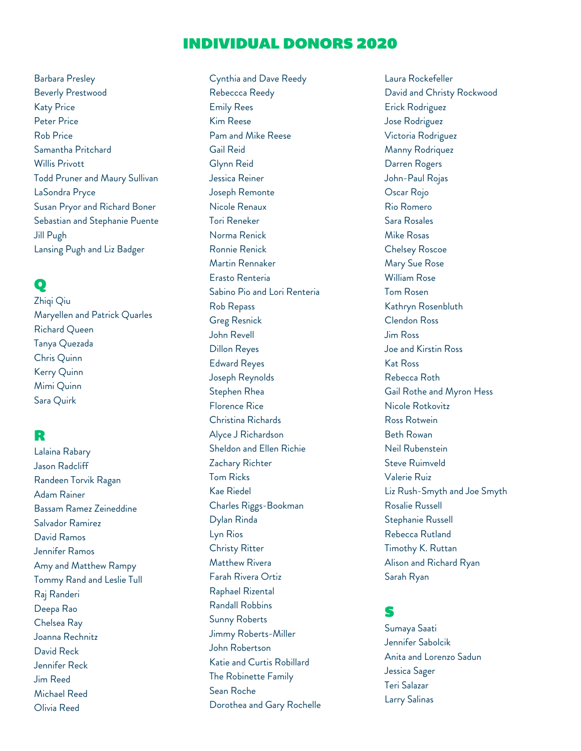## INDIVIDUAL DONORS 2020

Barbara Presley
Beverly Prestwood
Katy Price
Peter Price
Rob Price
Samantha Pritchard
Willis Privott
Todd Pruner and Maury Sullivan
LaSondra Pryce
Susan Pryor and Richard Boner
Sebastian and Stephanie Puente
Jill Pugh
Lansing Pugh and Liz Badger

### Q

Zhiqi Qiu
Maryellen and Patrick Quarles
Richard Queen
Tanya Quezada
Chris Quinn
Kerry Quinn
Mimi Quinn
Sara Quirk

### R

Lalaina Rabary
Jason Radcliff
Randeen Torvik Ragan
Adam Rainer
Bassam Ramez Zeineddine
Salvador Ramirez
David Ramos
Jennifer Ramos
Amy and Matthew Rampy
Tommy Rand and Leslie Tull
Raj Randeri
Deepa Rao
Chelsea Ray
Joanna Rechnitz
David Reck
Jennifer Reck
Jim Reed
Michael Reed
Olivia Reed
Cynthia and Dave Reedy
Rebeccca Reedy
Emily Rees
Kim Reese
Pam and Mike Reese
Gail Reid
Glynn Reid
Jessica Reiner
Joseph Remonte
Nicole Renaux
Tori Reneker
Norma Renick
Ronnie Renick
Martin Rennaker
Erasto Renteria
Sabino Pio and Lori Renteria
Rob Repass
Greg Resnick
John Revell
Dillon Reyes
Edward Reyes
Joseph Reynolds
Stephen Rhea
Florence Rice
Christina Richards
Alyce J Richardson
Sheldon and Ellen Richie
Zachary Richter
Tom Ricks
Kae Riedel
Charles Riggs-Bookman
Dylan Rinda
Lyn Rios
Christy Ritter
Matthew Rivera
Farah Rivera Ortiz
Raphael Rizental
Randall Robbins
Sunny Roberts
Jimmy Roberts-Miller
John Robertson
Katie and Curtis Robillard
The Robinette Family
Sean Roche
Dorothea and Gary Rochelle
Laura Rockefeller
David and Christy Rockwood
Erick Rodriguez
Jose Rodriguez
Victoria Rodriguez
Manny Rodriquez
Darren Rogers
John-Paul Rojas
Oscar Rojo
Rio Romero
Sara Rosales
Mike Rosas
Chelsey Roscoe
Mary Sue Rose
William Rose
Tom Rosen
Kathryn Rosenbluth
Clendon Ross
Jim Ross
Joe and Kirstin Ross
Kat Ross
Rebecca Roth
Gail Rothe and Myron Hess
Nicole Rotkovitz
Ross Rotwein
Beth Rowan
Neil Rubenstein
Steve Ruimveld
Valerie Ruiz
Liz Rush-Smyth and Joe Smyth
Rosalie Russell
Stephanie Russell
Rebecca Rutland
Timothy K. Ruttan
Alison and Richard Ryan
Sarah Ryan

### S

Sumaya Saati
Jennifer Sabolcik
Anita and Lorenzo Sadun
Jessica Sager
Teri Salazar
Larry Salinas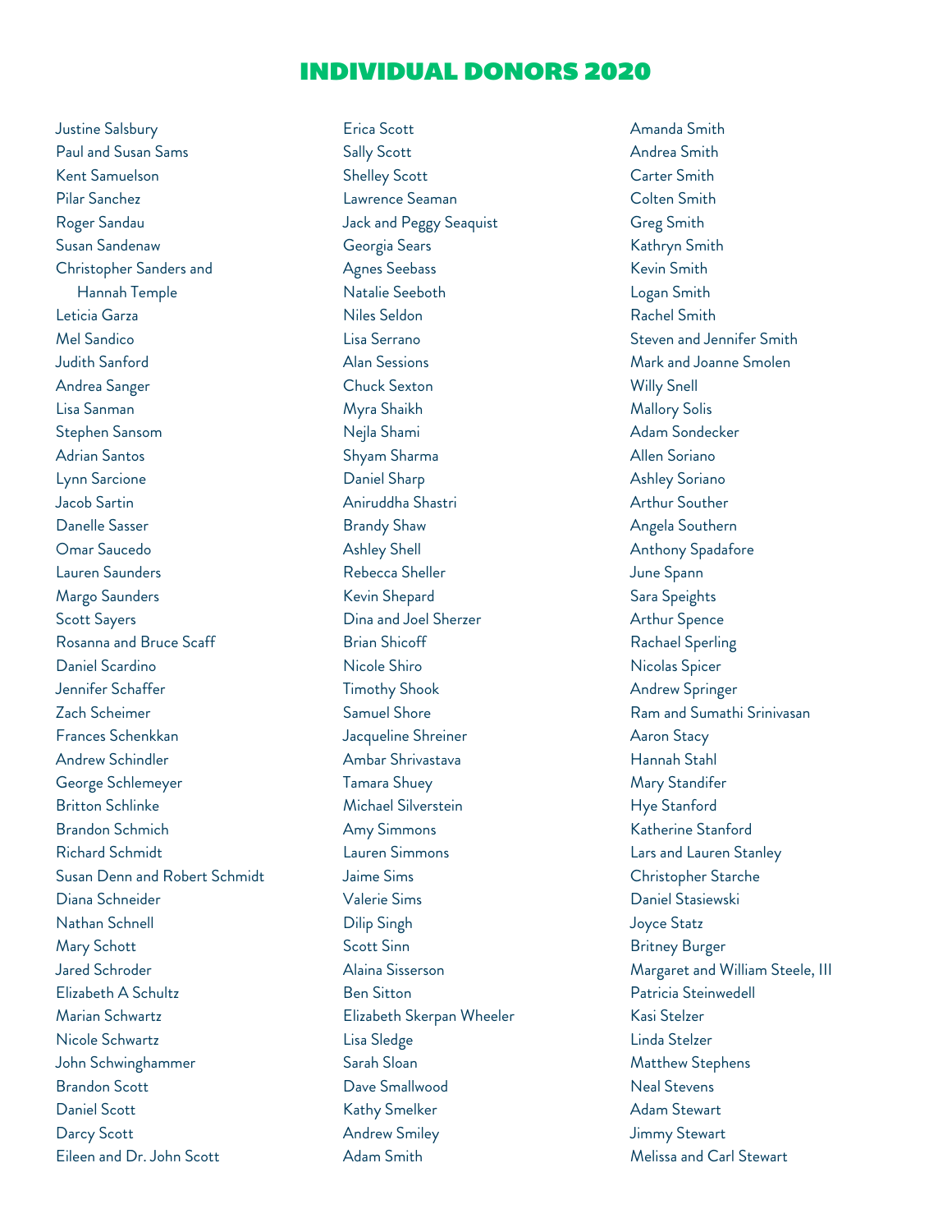# INDIVIDUAL DONORS 2020

Justine Salsbury
Paul and Susan Sams
Kent Samuelson
Pilar Sanchez
Roger Sandau
Susan Sandenaw
Christopher Sanders and Hannah Temple
Leticia Garza
Mel Sandico
Judith Sanford
Andrea Sanger
Lisa Sanman
Stephen Sansom
Adrian Santos
Lynn Sarcione
Jacob Sartin
Danelle Sasser
Omar Saucedo
Lauren Saunders
Margo Saunders
Scott Sayers
Rosanna and Bruce Scaff
Daniel Scardino
Jennifer Schaffer
Zach Scheimer
Frances Schenkkan
Andrew Schindler
George Schlemeyer
Britton Schlinke
Brandon Schmich
Richard Schmidt
Susan Denn and Robert Schmidt
Diana Schneider
Nathan Schnell
Mary Schott
Jared Schroder
Elizabeth A Schultz
Marian Schwartz
Nicole Schwartz
John Schwinghammer
Brandon Scott
Daniel Scott
Darcy Scott
Eileen and Dr. John Scott
Erica Scott
Sally Scott
Shelley Scott
Lawrence Seaman
Jack and Peggy Seaquist
Georgia Sears
Agnes Seebass
Natalie Seeboth
Niles Seldon
Lisa Serrano
Alan Sessions
Chuck Sexton
Myra Shaikh
Nejla Shami
Shyam Sharma
Daniel Sharp
Aniruddha Shastri
Brandy Shaw
Ashley Shell
Rebecca Sheller
Kevin Shepard
Dina and Joel Sherzer
Brian Shicoff
Nicole Shiro
Timothy Shook
Samuel Shore
Jacqueline Shreiner
Ambar Shrivastava
Tamara Shuey
Michael Silverstein
Amy Simmons
Lauren Simmons
Jaime Sims
Valerie Sims
Dilip Singh
Scott Sinn
Alaina Sisserson
Ben Sitton
Elizabeth Skerpan Wheeler
Lisa Sledge
Sarah Sloan
Dave Smallwood
Kathy Smelker
Andrew Smiley
Adam Smith
Amanda Smith
Andrea Smith
Carter Smith
Colten Smith
Greg Smith
Kathryn Smith
Kevin Smith
Logan Smith
Rachel Smith
Steven and Jennifer Smith
Mark and Joanne Smolen
Willy Snell
Mallory Solis
Adam Sondecker
Allen Soriano
Ashley Soriano
Arthur Souther
Angela Southern
Anthony Spadafore
June Spann
Sara Speights
Arthur Spence
Rachael Sperling
Nicolas Spicer
Andrew Springer
Ram and Sumathi Srinivasan
Aaron Stacy
Hannah Stahl
Mary Standifer
Hye Stanford
Katherine Stanford
Lars and Lauren Stanley
Christopher Starche
Daniel Stasiewski
Joyce Statz
Britney Burger
Margaret and William Steele, III
Patricia Steinwedell
Kasi Stelzer
Linda Stelzer
Matthew Stephens
Neal Stevens
Adam Stewart
Jimmy Stewart
Melissa and Carl Stewart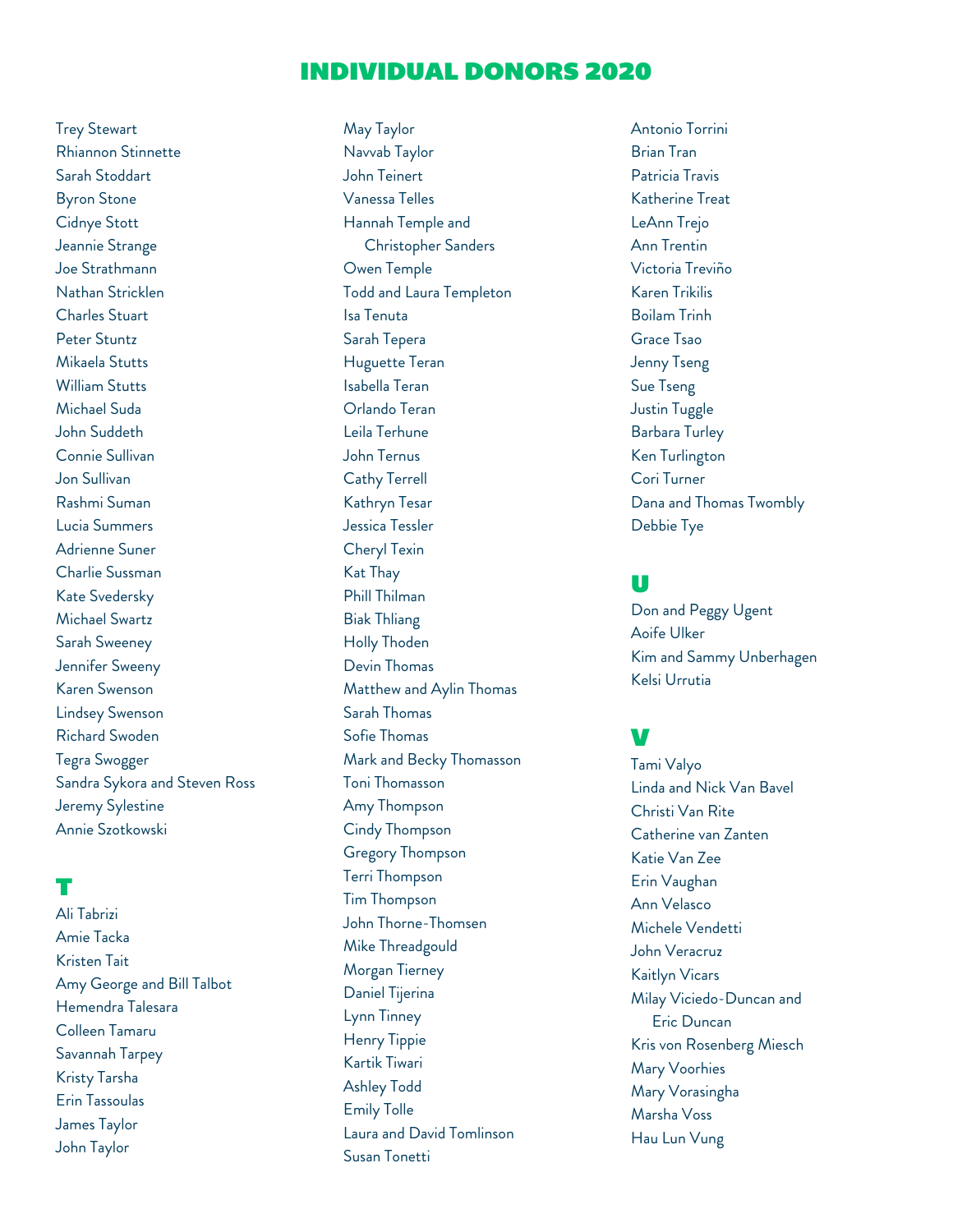# INDIVIDUAL DONORS 2020

Trey Stewart
Rhiannon Stinnette
Sarah Stoddart
Byron Stone
Cidnye Stott
Jeannie Strange
Joe Strathmann
Nathan Stricklen
Charles Stuart
Peter Stuntz
Mikaela Stutts
William Stutts
Michael Suda
John Suddeth
Connie Sullivan
Jon Sullivan
Rashmi Suman
Lucia Summers
Adrienne Suner
Charlie Sussman
Kate Svedersky
Michael Swartz
Sarah Sweeney
Jennifer Sweeny
Karen Swenson
Lindsey Swenson
Richard Swoden
Tegra Swogger
Sandra Sykora and Steven Ross
Jeremy Sylestine
Annie Szotkowski

## T

Ali Tabrizi
Amie Tacka
Kristen Tait
Amy George and Bill Talbot
Hemendra Talesara
Colleen Tamaru
Savannah Tarpey
Kristy Tarsha
Erin Tassoulas
James Taylor
John Taylor
May Taylor
Navvab Taylor
John Teinert
Vanessa Telles
Hannah Temple and Christopher Sanders
Owen Temple
Todd and Laura Templeton
Isa Tenuta
Sarah Tepera
Huguette Teran
Isabella Teran
Orlando Teran
Leila Terhune
John Ternus
Cathy Terrell
Kathryn Tesar
Jessica Tessler
Cheryl Texin
Kat Thay
Phill Thilman
Biak Thliang
Holly Thoden
Devin Thomas
Matthew and Aylin Thomas
Sarah Thomas
Sofie Thomas
Mark and Becky Thomasson
Toni Thomasson
Amy Thompson
Cindy Thompson
Gregory Thompson
Terri Thompson
Tim Thompson
John Thorne-Thomsen
Mike Threadgould
Morgan Tierney
Daniel Tijerina
Lynn Tinney
Henry Tippie
Kartik Tiwari
Ashley Todd
Emily Tolle
Laura and David Tomlinson
Susan Tonetti
Antonio Torrini
Brian Tran
Patricia Travis
Katherine Treat
LeAnn Trejo
Ann Trentin
Victoria Treviño
Karen Trikilis
Boilam Trinh
Grace Tsao
Jenny Tseng
Sue Tseng
Justin Tuggle
Barbara Turley
Ken Turlington
Cori Turner
Dana and Thomas Twombly
Debbie Tye

## U

Don and Peggy Ugent
Aoife Ulker
Kim and Sammy Unberhagen
Kelsi Urrutia

## V

Tami Valyo
Linda and Nick Van Bavel
Christi Van Rite
Catherine van Zanten
Katie Van Zee
Erin Vaughan
Ann Velasco
Michele Vendetti
John Veracruz
Kaitlyn Vicars
Milay Viciedo-Duncan and Eric Duncan
Kris von Rosenberg Miesch
Mary Voorhies
Mary Vorasingha
Marsha Voss
Hau Lun Vung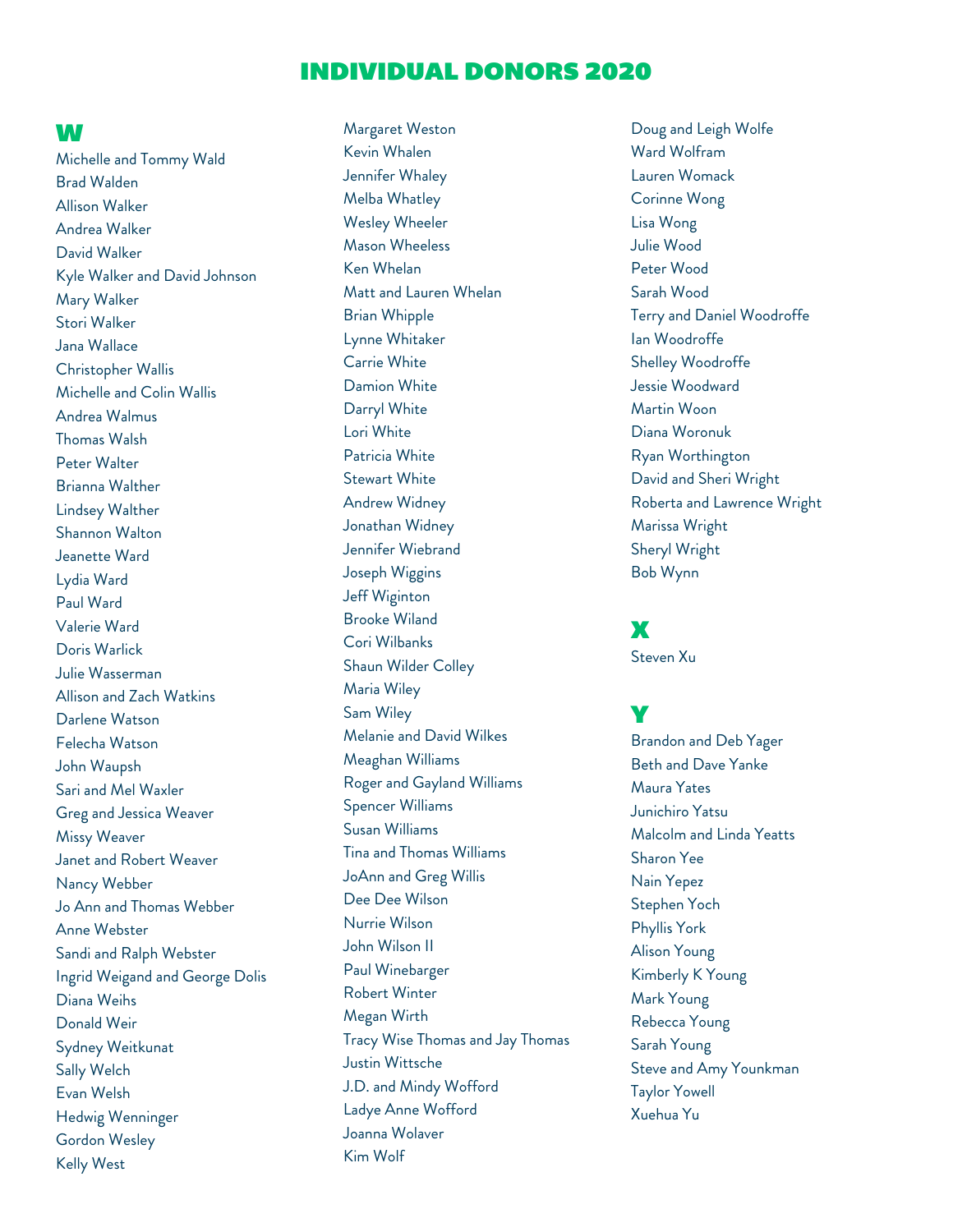# INDIVIDUAL DONORS 2020

## W

Michelle and Tommy Wald
Brad Walden
Allison Walker
Andrea Walker
David Walker
Kyle Walker and David Johnson
Mary Walker
Stori Walker
Jana Wallace
Christopher Wallis
Michelle and Colin Wallis
Andrea Walmus
Thomas Walsh
Peter Walter
Brianna Walther
Lindsey Walther
Shannon Walton
Jeanette Ward
Lydia Ward
Paul Ward
Valerie Ward
Doris Warlick
Julie Wasserman
Allison and Zach Watkins
Darlene Watson
Felecha Watson
John Waupsh
Sari and Mel Waxler
Greg and Jessica Weaver
Missy Weaver
Janet and Robert Weaver
Nancy Webber
Jo Ann and Thomas Webber
Anne Webster
Sandi and Ralph Webster
Ingrid Weigand and George Dolis
Diana Weihs
Donald Weir
Sydney Weitkunat
Sally Welch
Evan Welsh
Hedwig Wenninger
Gordon Wesley
Kelly West
Margaret Weston
Kevin Whalen
Jennifer Whaley
Melba Whatley
Wesley Wheeler
Mason Wheeless
Ken Whelan
Matt and Lauren Whelan
Brian Whipple
Lynne Whitaker
Carrie White
Damion White
Darryl White
Lori White
Patricia White
Stewart White
Andrew Widney
Jonathan Widney
Jennifer Wiebrand
Joseph Wiggins
Jeff Wiginton
Brooke Wiland
Cori Wilbanks
Shaun Wilder Colley
Maria Wiley
Sam Wiley
Melanie and David Wilkes
Meaghan Williams
Roger and Gayland Williams
Spencer Williams
Susan Williams
Tina and Thomas Williams
JoAnn and Greg Willis
Dee Dee Wilson
Nurrie Wilson
John Wilson II
Paul Winebarger
Robert Winter
Megan Wirth
Tracy Wise Thomas and Jay Thomas
Justin Wittsche
J.D. and Mindy Wofford
Ladye Anne Wofford
Joanna Wolaver
Kim Wolf
Doug and Leigh Wolfe
Ward Wolfram
Lauren Womack
Corinne Wong
Lisa Wong
Julie Wood
Peter Wood
Sarah Wood
Terry and Daniel Woodroffe
Ian Woodroffe
Shelley Woodroffe
Jessie Woodward
Martin Woon
Diana Woronuk
Ryan Worthington
David and Sheri Wright
Roberta and Lawrence Wright
Marissa Wright
Sheryl Wright
Bob Wynn

## X

Steven Xu

## Y

Brandon and Deb Yager
Beth and Dave Yanke
Maura Yates
Junichiro Yatsu
Malcolm and Linda Yeatts
Sharon Yee
Nain Yepez
Stephen Yoch
Phyllis York
Alison Young
Kimberly K Young
Mark Young
Rebecca Young
Sarah Young
Steve and Amy Younkman
Taylor Yowell
Xuehua Yu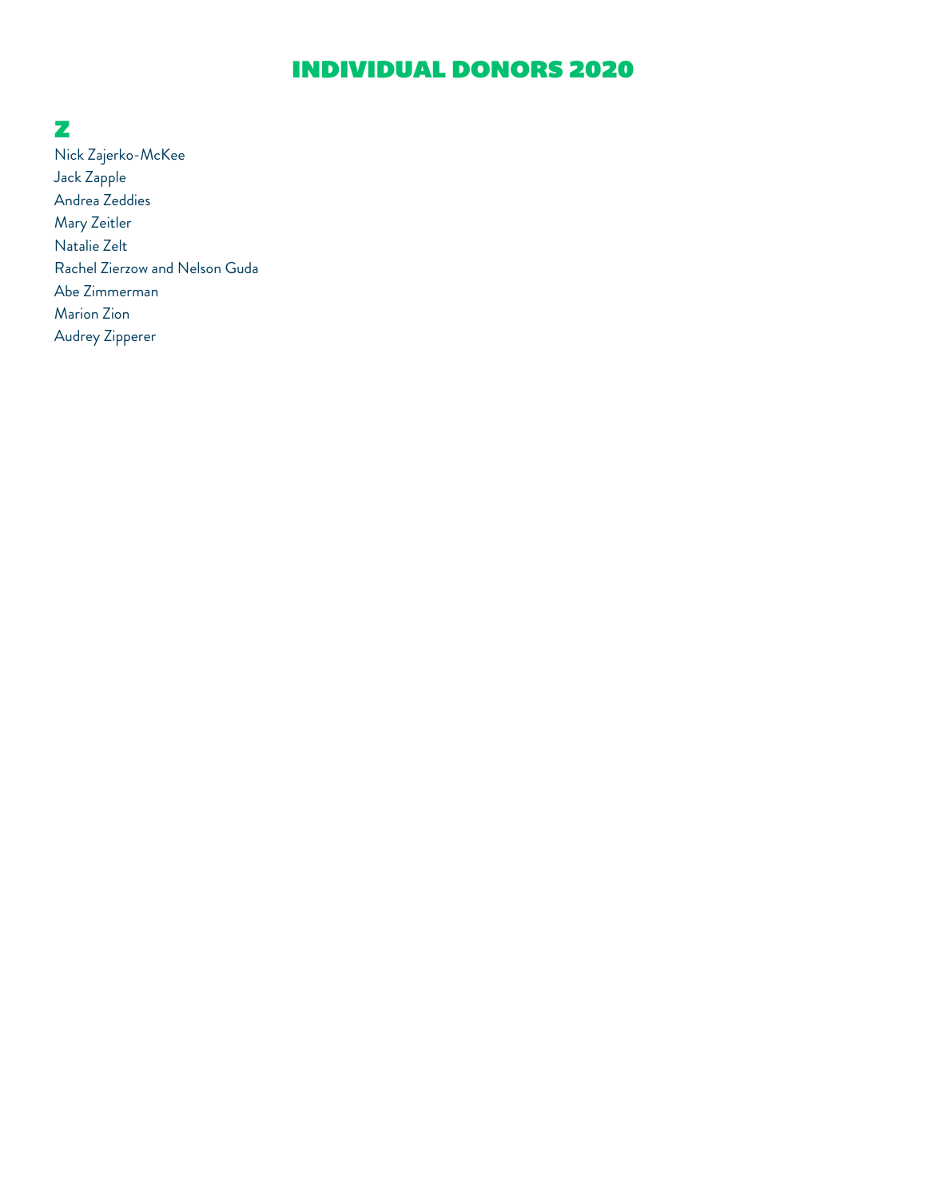# INDIVIDUAL DONORS 2020

## Z

Nick Zajerko-McKee
Jack Zapple
Andrea Zeddies
Mary Zeitler
Natalie Zelt
Rachel Zierzow and Nelson Guda
Abe Zimmerman
Marion Zion
Audrey Zipperer